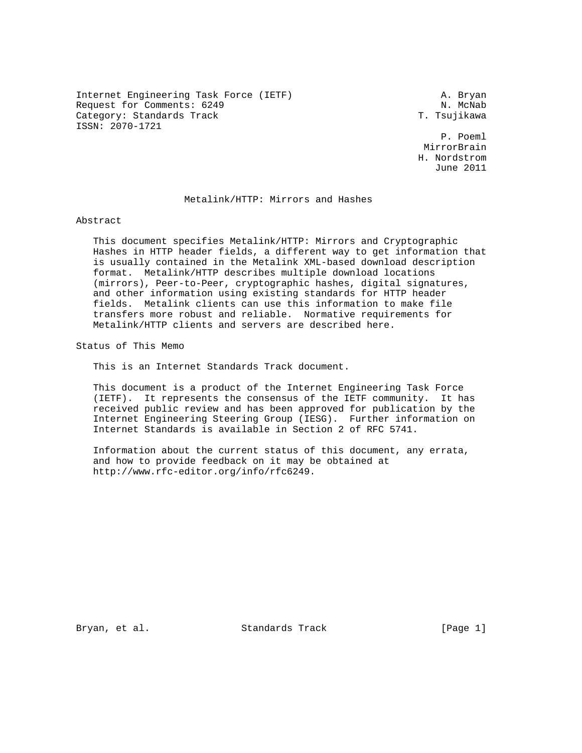Internet Engineering Task Force (IETF) A. Bryan
Request for Comments: 6249 N. McNab
Category: Standards Track T. Tsujikawa
ISSN: 2070-1721

P. Poeml
MirrorBrain
H. Nordstrom
June 2011

# Metalink/HTTP: Mirrors and Hashes

## Abstract

This document specifies Metalink/HTTP: Mirrors and Cryptographic Hashes in HTTP header fields, a different way to get information that is usually contained in the Metalink XML-based download description format. Metalink/HTTP describes multiple download locations (mirrors), Peer-to-Peer, cryptographic hashes, digital signatures, and other information using existing standards for HTTP header fields. Metalink clients can use this information to make file transfers more robust and reliable. Normative requirements for Metalink/HTTP clients and servers are described here.

## Status of This Memo

This is an Internet Standards Track document.

This document is a product of the Internet Engineering Task Force (IETF). It represents the consensus of the IETF community. It has received public review and has been approved for publication by the Internet Engineering Steering Group (IESG). Further information on Internet Standards is available in Section 2 of RFC 5741.

Information about the current status of this document, any errata, and how to provide feedback on it may be obtained at http://www.rfc-editor.org/info/rfc6249.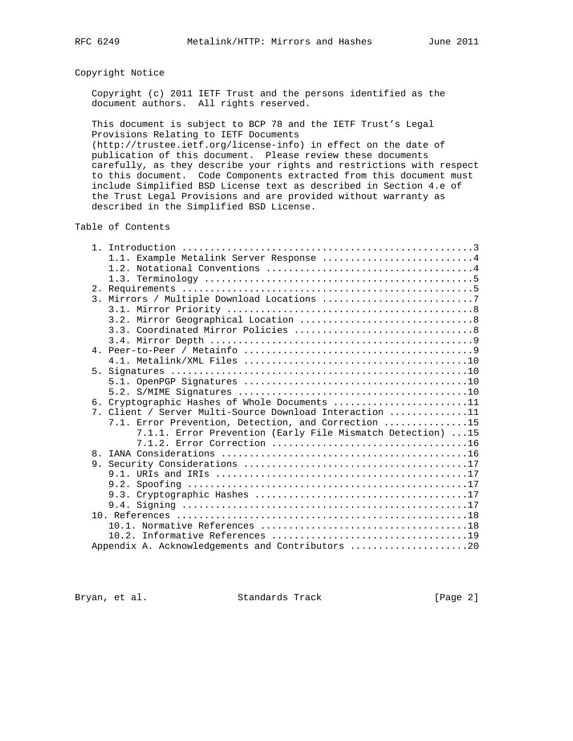## Copyright Notice

Copyright (c) 2011 IETF Trust and the persons identified as the document authors. All rights reserved.

This document is subject to BCP 78 and the IETF Trust's Legal Provisions Relating to IETF Documents (http://trustee.ietf.org/license-info) in effect on the date of publication of this document. Please review these documents carefully, as they describe your rights and restrictions with respect to this document. Code Components extracted from this document must include Simplified BSD License text as described in Section 4.e of the Trust Legal Provisions and are provided without warranty as described in the Simplified BSD License.

## Table of Contents

```
   1. Introduction ....................................................3
      1.1. Example Metalink Server Response ...........................4
      1.2. Notational Conventions .....................................4
      1.3. Terminology ................................................5
   2. Requirements ....................................................5
   3. Mirrors / Multiple Download Locations ...........................7
      3.1. Mirror Priority ............................................8
      3.2. Mirror Geographical Location ...............................8
      3.3. Coordinated Mirror Policies ................................8
      3.4. Mirror Depth ...............................................9
   4. Peer-to-Peer / Metainfo .........................................9
      4.1. Metalink/XML Files ........................................10
   5. Signatures .....................................................10
      5.1. OpenPGP Signatures ........................................10
      5.2. S/MIME Signatures .........................................10
   6. Cryptographic Hashes of Whole Documents ........................11
   7. Client / Server Multi-Source Download Interaction ..............11
      7.1. Error Prevention, Detection, and Correction ...............15
           7.1.1. Error Prevention (Early File Mismatch Detection) ...15
           7.1.2. Error Correction ...................................16
   8. IANA Considerations ............................................16
   9. Security Considerations ........................................17
      9.1. URIs and IRIs .............................................17
      9.2. Spoofing ..................................................17
      9.3. Cryptographic Hashes ......................................17
      9.4. Signing ...................................................17
   10. References ....................................................18
      10.1. Normative References .....................................18
      10.2. Informative References ...................................19
   Appendix A. Acknowledgements and Contributors .....................20
```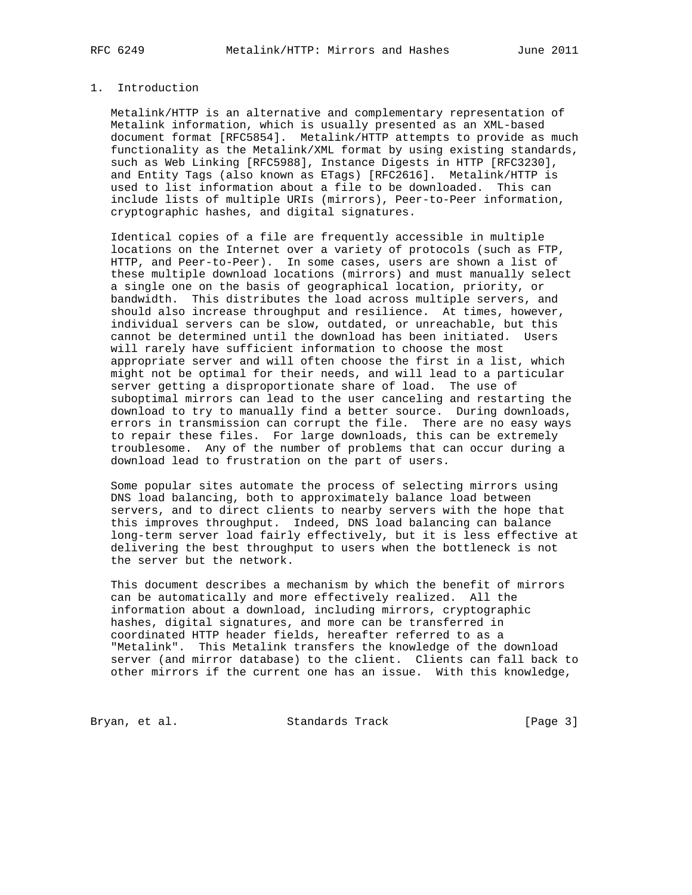## 1. Introduction

Metalink/HTTP is an alternative and complementary representation of Metalink information, which is usually presented as an XML-based document format [RFC5854]. Metalink/HTTP attempts to provide as much functionality as the Metalink/XML format by using existing standards, such as Web Linking [RFC5988], Instance Digests in HTTP [RFC3230], and Entity Tags (also known as ETags) [RFC2616]. Metalink/HTTP is used to list information about a file to be downloaded. This can include lists of multiple URIs (mirrors), Peer-to-Peer information, cryptographic hashes, and digital signatures.

Identical copies of a file are frequently accessible in multiple locations on the Internet over a variety of protocols (such as FTP, HTTP, and Peer-to-Peer). In some cases, users are shown a list of these multiple download locations (mirrors) and must manually select a single one on the basis of geographical location, priority, or bandwidth. This distributes the load across multiple servers, and should also increase throughput and resilience. At times, however, individual servers can be slow, outdated, or unreachable, but this cannot be determined until the download has been initiated. Users will rarely have sufficient information to choose the most appropriate server and will often choose the first in a list, which might not be optimal for their needs, and will lead to a particular server getting a disproportionate share of load. The use of suboptimal mirrors can lead to the user canceling and restarting the download to try to manually find a better source. During downloads, errors in transmission can corrupt the file. There are no easy ways to repair these files. For large downloads, this can be extremely troublesome. Any of the number of problems that can occur during a download lead to frustration on the part of users.

Some popular sites automate the process of selecting mirrors using DNS load balancing, both to approximately balance load between servers, and to direct clients to nearby servers with the hope that this improves throughput. Indeed, DNS load balancing can balance long-term server load fairly effectively, but it is less effective at delivering the best throughput to users when the bottleneck is not the server but the network.

This document describes a mechanism by which the benefit of mirrors can be automatically and more effectively realized. All the information about a download, including mirrors, cryptographic hashes, digital signatures, and more can be transferred in coordinated HTTP header fields, hereafter referred to as a "Metalink". This Metalink transfers the knowledge of the download server (and mirror database) to the client. Clients can fall back to other mirrors if the current one has an issue. With this knowledge,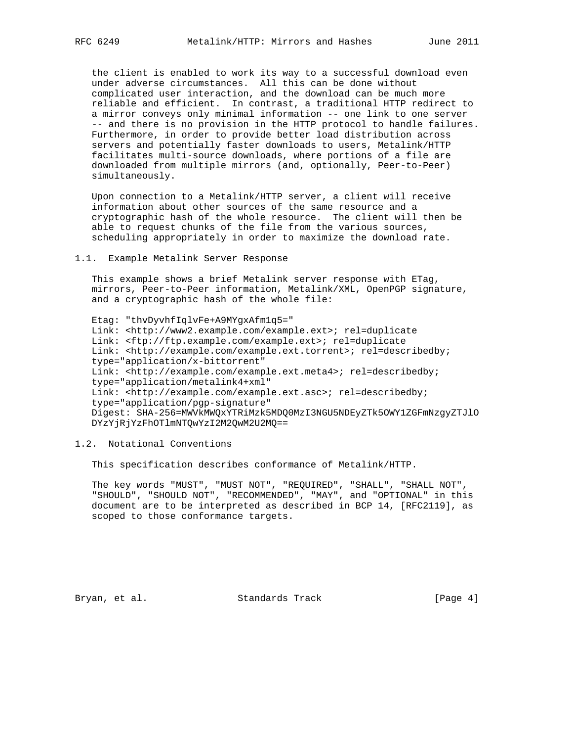the client is enabled to work its way to a successful download even under adverse circumstances. All this can be done without complicated user interaction, and the download can be much more reliable and efficient. In contrast, a traditional HTTP redirect to a mirror conveys only minimal information -- one link to one server -- and there is no provision in the HTTP protocol to handle failures. Furthermore, in order to provide better load distribution across servers and potentially faster downloads to users, Metalink/HTTP facilitates multi-source downloads, where portions of a file are downloaded from multiple mirrors (and, optionally, Peer-to-Peer) simultaneously.

Upon connection to a Metalink/HTTP server, a client will receive information about other sources of the same resource and a cryptographic hash of the whole resource. The client will then be able to request chunks of the file from the various sources, scheduling appropriately in order to maximize the download rate.

### 1.1. Example Metalink Server Response

This example shows a brief Metalink server response with ETag, mirrors, Peer-to-Peer information, Metalink/XML, OpenPGP signature, and a cryptographic hash of the whole file:

```
Etag: "thvDyvhfIqlvFe+A9MYgxAfm1q5="
Link: <http://www2.example.com/example.ext>; rel=duplicate
Link: <ftp://ftp.example.com/example.ext>; rel=duplicate
Link: <http://example.com/example.ext.torrent>; rel=describedby;
type="application/x-bittorrent"
Link: <http://example.com/example.ext.meta4>; rel=describedby;
type="application/metalink4+xml"
Link: <http://example.com/example.ext.asc>; rel=describedby;
type="application/pgp-signature"
Digest: SHA-256=MWVkMWQxYTRiMzk5MDQ0MzI3NGU5NDEyZTk5OWY1ZGFmNzgyZTJlO
DYzYjRjYzFhOTlmNTQwYzI2M2QwM2U2MQ==
```

### 1.2. Notational Conventions

This specification describes conformance of Metalink/HTTP.

The key words "MUST", "MUST NOT", "REQUIRED", "SHALL", "SHALL NOT", "SHOULD", "SHOULD NOT", "RECOMMENDED", "MAY", and "OPTIONAL" in this document are to be interpreted as described in BCP 14, [RFC2119], as scoped to those conformance targets.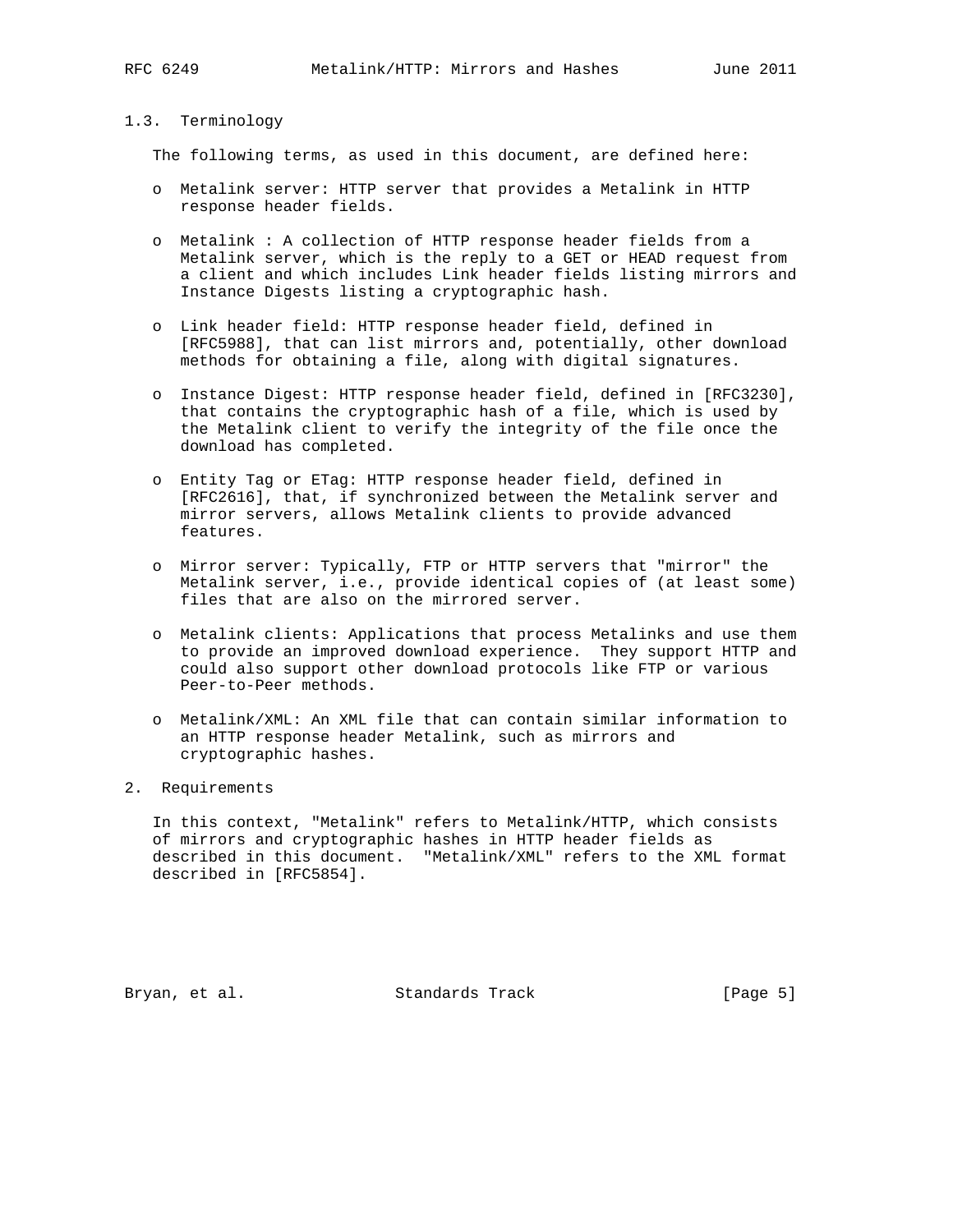### 1.3. Terminology

The following terms, as used in this document, are defined here:

- Metalink server: HTTP server that provides a Metalink in HTTP response header fields.
- Metalink : A collection of HTTP response header fields from a Metalink server, which is the reply to a GET or HEAD request from a client and which includes Link header fields listing mirrors and Instance Digests listing a cryptographic hash.
- Link header field: HTTP response header field, defined in [RFC5988], that can list mirrors and, potentially, other download methods for obtaining a file, along with digital signatures.
- Instance Digest: HTTP response header field, defined in [RFC3230], that contains the cryptographic hash of a file, which is used by the Metalink client to verify the integrity of the file once the download has completed.
- Entity Tag or ETag: HTTP response header field, defined in [RFC2616], that, if synchronized between the Metalink server and mirror servers, allows Metalink clients to provide advanced features.
- Mirror server: Typically, FTP or HTTP servers that "mirror" the Metalink server, i.e., provide identical copies of (at least some) files that are also on the mirrored server.
- Metalink clients: Applications that process Metalinks and use them to provide an improved download experience. They support HTTP and could also support other download protocols like FTP or various Peer-to-Peer methods.
- Metalink/XML: An XML file that can contain similar information to an HTTP response header Metalink, such as mirrors and cryptographic hashes.

## 2. Requirements

In this context, "Metalink" refers to Metalink/HTTP, which consists of mirrors and cryptographic hashes in HTTP header fields as described in this document. "Metalink/XML" refers to the XML format described in [RFC5854].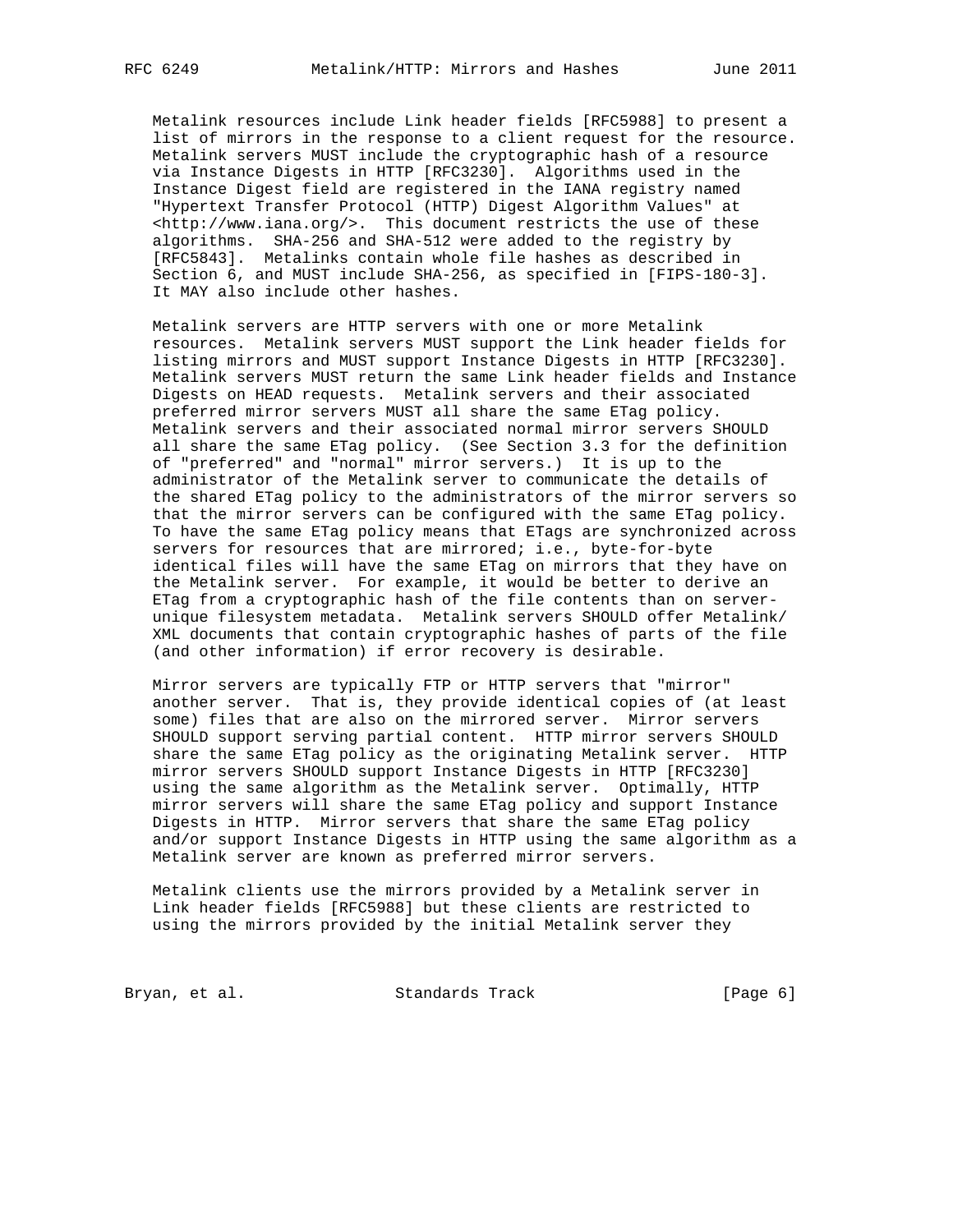Metalink resources include Link header fields [RFC5988] to present a list of mirrors in the response to a client request for the resource. Metalink servers MUST include the cryptographic hash of a resource via Instance Digests in HTTP [RFC3230]. Algorithms used in the Instance Digest field are registered in the IANA registry named "Hypertext Transfer Protocol (HTTP) Digest Algorithm Values" at <http://www.iana.org/>. This document restricts the use of these algorithms. SHA-256 and SHA-512 were added to the registry by [RFC5843]. Metalinks contain whole file hashes as described in Section 6, and MUST include SHA-256, as specified in [FIPS-180-3]. It MAY also include other hashes.

Metalink servers are HTTP servers with one or more Metalink resources. Metalink servers MUST support the Link header fields for listing mirrors and MUST support Instance Digests in HTTP [RFC3230]. Metalink servers MUST return the same Link header fields and Instance Digests on HEAD requests. Metalink servers and their associated preferred mirror servers MUST all share the same ETag policy. Metalink servers and their associated normal mirror servers SHOULD all share the same ETag policy. (See Section 3.3 for the definition of "preferred" and "normal" mirror servers.) It is up to the administrator of the Metalink server to communicate the details of the shared ETag policy to the administrators of the mirror servers so that the mirror servers can be configured with the same ETag policy. To have the same ETag policy means that ETags are synchronized across servers for resources that are mirrored; i.e., byte-for-byte identical files will have the same ETag on mirrors that they have on the Metalink server. For example, it would be better to derive an ETag from a cryptographic hash of the file contents than on server-unique filesystem metadata. Metalink servers SHOULD offer Metalink/XML documents that contain cryptographic hashes of parts of the file (and other information) if error recovery is desirable.

Mirror servers are typically FTP or HTTP servers that "mirror" another server. That is, they provide identical copies of (at least some) files that are also on the mirrored server. Mirror servers SHOULD support serving partial content. HTTP mirror servers SHOULD share the same ETag policy as the originating Metalink server. HTTP mirror servers SHOULD support Instance Digests in HTTP [RFC3230] using the same algorithm as the Metalink server. Optimally, HTTP mirror servers will share the same ETag policy and support Instance Digests in HTTP. Mirror servers that share the same ETag policy and/or support Instance Digests in HTTP using the same algorithm as a Metalink server are known as preferred mirror servers.

Metalink clients use the mirrors provided by a Metalink server in Link header fields [RFC5988] but these clients are restricted to using the mirrors provided by the initial Metalink server they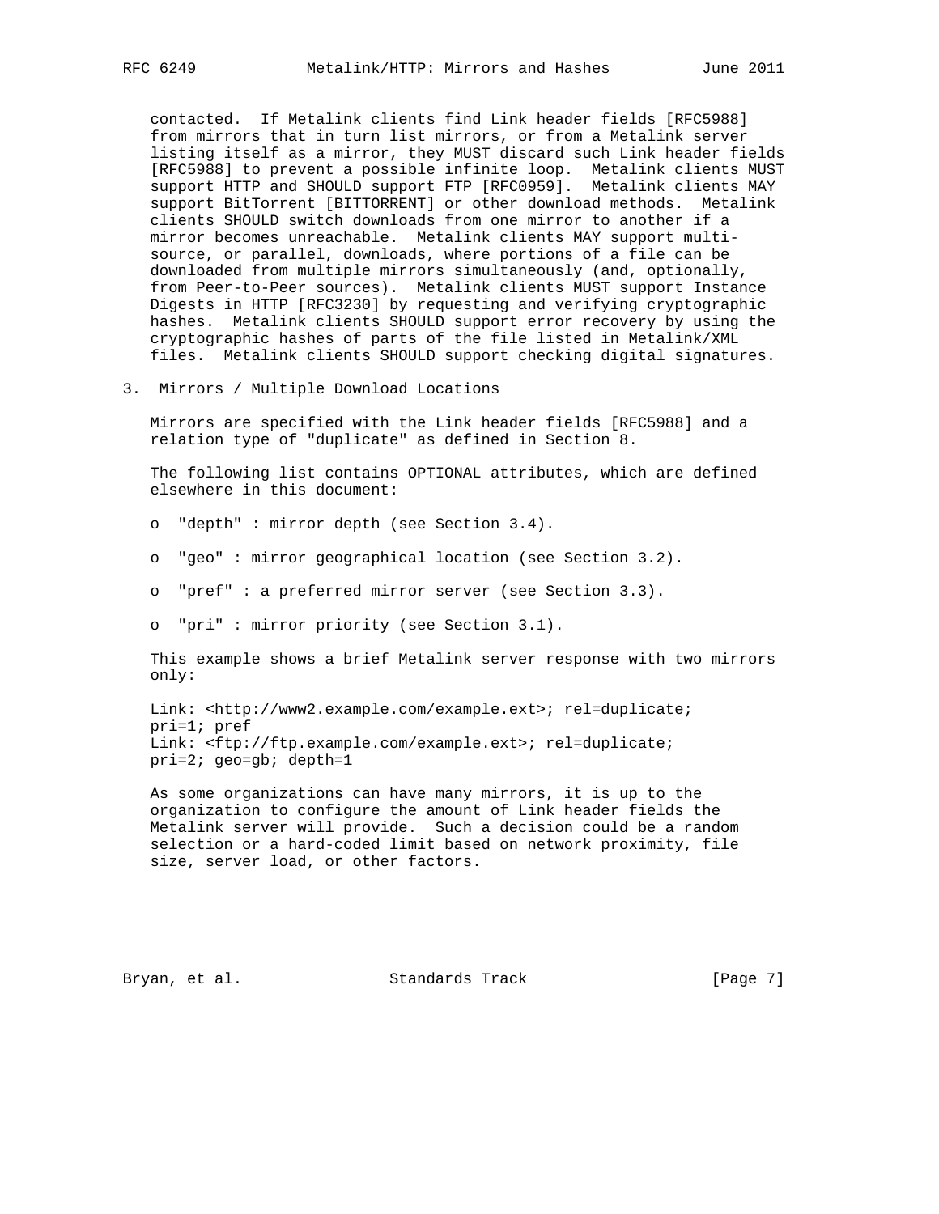contacted. If Metalink clients find Link header fields [RFC5988] from mirrors that in turn list mirrors, or from a Metalink server listing itself as a mirror, they MUST discard such Link header fields [RFC5988] to prevent a possible infinite loop. Metalink clients MUST support HTTP and SHOULD support FTP [RFC0959]. Metalink clients MAY support BitTorrent [BITTORRENT] or other download methods. Metalink clients SHOULD switch downloads from one mirror to another if a mirror becomes unreachable. Metalink clients MAY support multi-source, or parallel, downloads, where portions of a file can be downloaded from multiple mirrors simultaneously (and, optionally, from Peer-to-Peer sources). Metalink clients MUST support Instance Digests in HTTP [RFC3230] by requesting and verifying cryptographic hashes. Metalink clients SHOULD support error recovery by using the cryptographic hashes of parts of the file listed in Metalink/XML files. Metalink clients SHOULD support checking digital signatures.

## 3. Mirrors / Multiple Download Locations

Mirrors are specified with the Link header fields [RFC5988] and a relation type of "duplicate" as defined in Section 8.

The following list contains OPTIONAL attributes, which are defined elsewhere in this document:

- "depth" : mirror depth (see Section 3.4).
- "geo" : mirror geographical location (see Section 3.2).
- "pref" : a preferred mirror server (see Section 3.3).
- "pri" : mirror priority (see Section 3.1).

This example shows a brief Metalink server response with two mirrors only:

```
Link: <http://www2.example.com/example.ext>; rel=duplicate;
pri=1; pref
Link: <ftp://ftp.example.com/example.ext>; rel=duplicate;
pri=2; geo=gb; depth=1
```

As some organizations can have many mirrors, it is up to the organization to configure the amount of Link header fields the Metalink server will provide. Such a decision could be a random selection or a hard-coded limit based on network proximity, file size, server load, or other factors.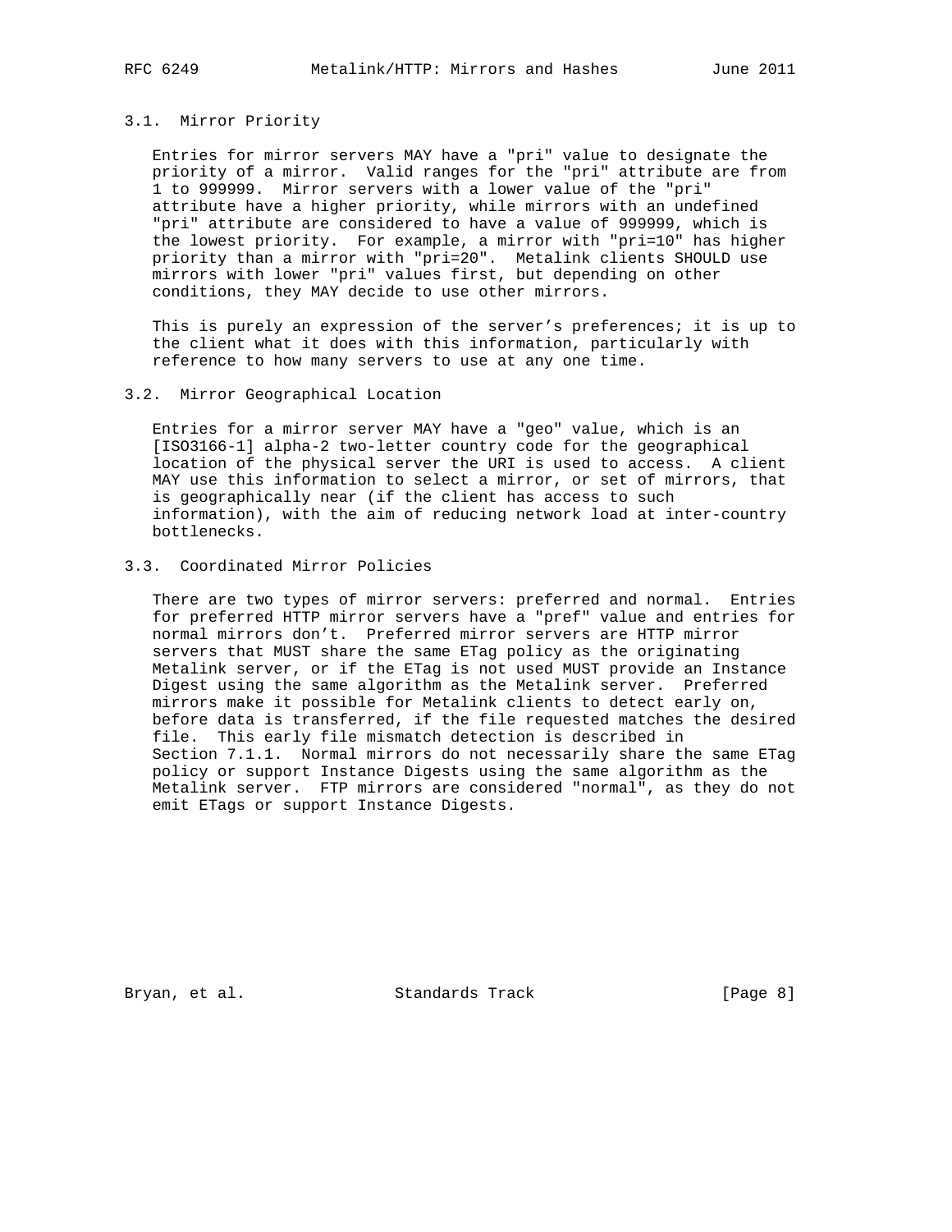### 3.1. Mirror Priority

Entries for mirror servers MAY have a "pri" value to designate the priority of a mirror. Valid ranges for the "pri" attribute are from 1 to 999999. Mirror servers with a lower value of the "pri" attribute have a higher priority, while mirrors with an undefined "pri" attribute are considered to have a value of 999999, which is the lowest priority. For example, a mirror with "pri=10" has higher priority than a mirror with "pri=20". Metalink clients SHOULD use mirrors with lower "pri" values first, but depending on other conditions, they MAY decide to use other mirrors.

This is purely an expression of the server's preferences; it is up to the client what it does with this information, particularly with reference to how many servers to use at any one time.

### 3.2. Mirror Geographical Location

Entries for a mirror server MAY have a "geo" value, which is an [ISO3166-1] alpha-2 two-letter country code for the geographical location of the physical server the URI is used to access. A client MAY use this information to select a mirror, or set of mirrors, that is geographically near (if the client has access to such information), with the aim of reducing network load at inter-country bottlenecks.

### 3.3. Coordinated Mirror Policies

There are two types of mirror servers: preferred and normal. Entries for preferred HTTP mirror servers have a "pref" value and entries for normal mirrors don't. Preferred mirror servers are HTTP mirror servers that MUST share the same ETag policy as the originating Metalink server, or if the ETag is not used MUST provide an Instance Digest using the same algorithm as the Metalink server. Preferred mirrors make it possible for Metalink clients to detect early on, before data is transferred, if the file requested matches the desired file. This early file mismatch detection is described in Section 7.1.1. Normal mirrors do not necessarily share the same ETag policy or support Instance Digests using the same algorithm as the Metalink server. FTP mirrors are considered "normal", as they do not emit ETags or support Instance Digests.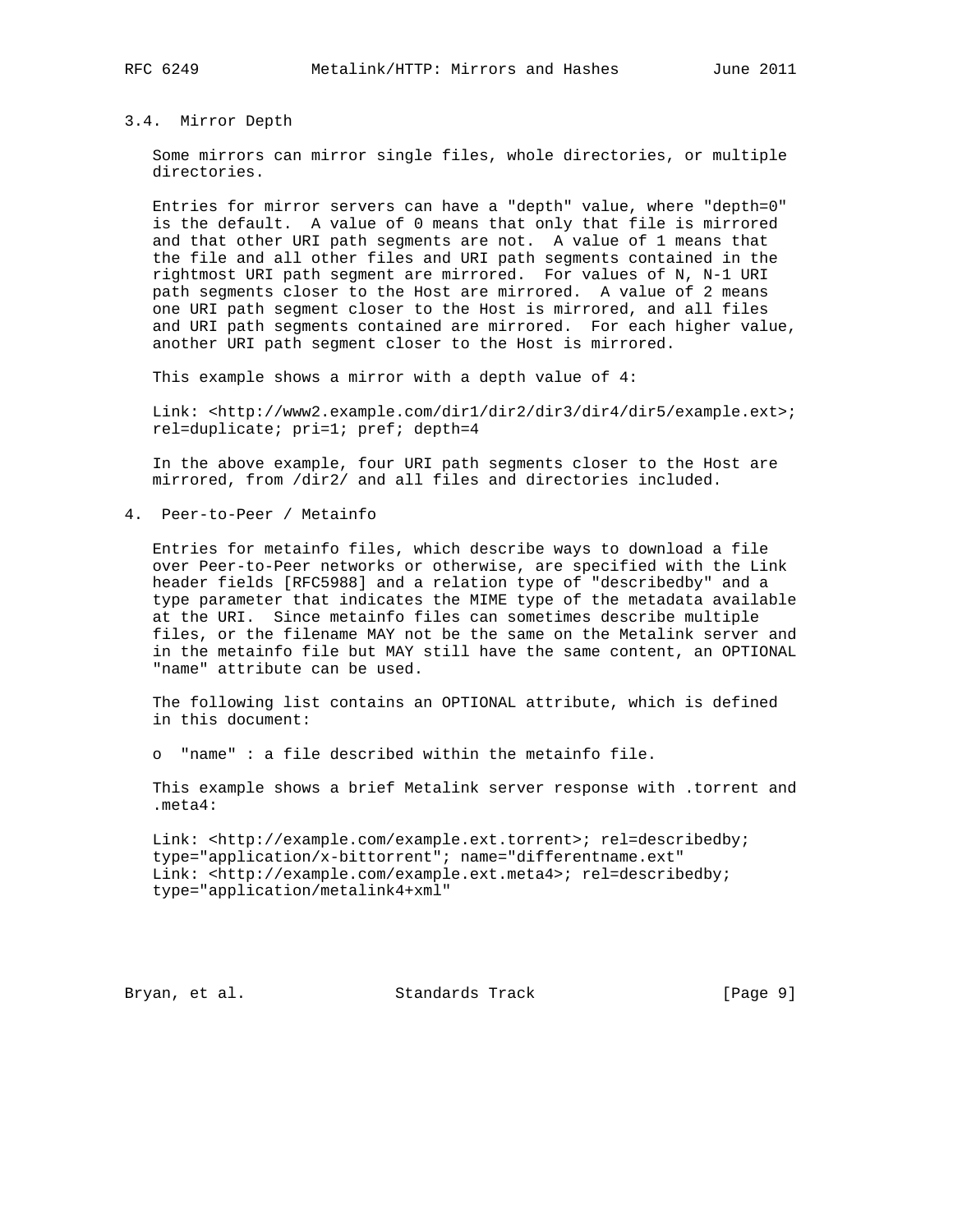### 3.4. Mirror Depth

Some mirrors can mirror single files, whole directories, or multiple directories.

Entries for mirror servers can have a "depth" value, where "depth=0" is the default. A value of 0 means that only that file is mirrored and that other URI path segments are not. A value of 1 means that the file and all other files and URI path segments contained in the rightmost URI path segment are mirrored. For values of N, N-1 URI path segments closer to the Host are mirrored. A value of 2 means one URI path segment closer to the Host is mirrored, and all files and URI path segments contained are mirrored. For each higher value, another URI path segment closer to the Host is mirrored.

This example shows a mirror with a depth value of 4:

```
Link: <http://www2.example.com/dir1/dir2/dir3/dir4/dir5/example.ext>;
rel=duplicate; pri=1; pref; depth=4
```

In the above example, four URI path segments closer to the Host are mirrored, from /dir2/ and all files and directories included.

## 4. Peer-to-Peer / Metainfo

Entries for metainfo files, which describe ways to download a file over Peer-to-Peer networks or otherwise, are specified with the Link header fields [RFC5988] and a relation type of "describedby" and a type parameter that indicates the MIME type of the metadata available at the URI. Since metainfo files can sometimes describe multiple files, or the filename MAY not be the same on the Metalink server and in the metainfo file but MAY still have the same content, an OPTIONAL "name" attribute can be used.

The following list contains an OPTIONAL attribute, which is defined in this document:

- "name" : a file described within the metainfo file.

This example shows a brief Metalink server response with .torrent and .meta4:

```
Link: <http://example.com/example.ext.torrent>; rel=describedby;
type="application/x-bittorrent"; name="differentname.ext"
Link: <http://example.com/example.ext.meta4>; rel=describedby;
type="application/metalink4+xml"
```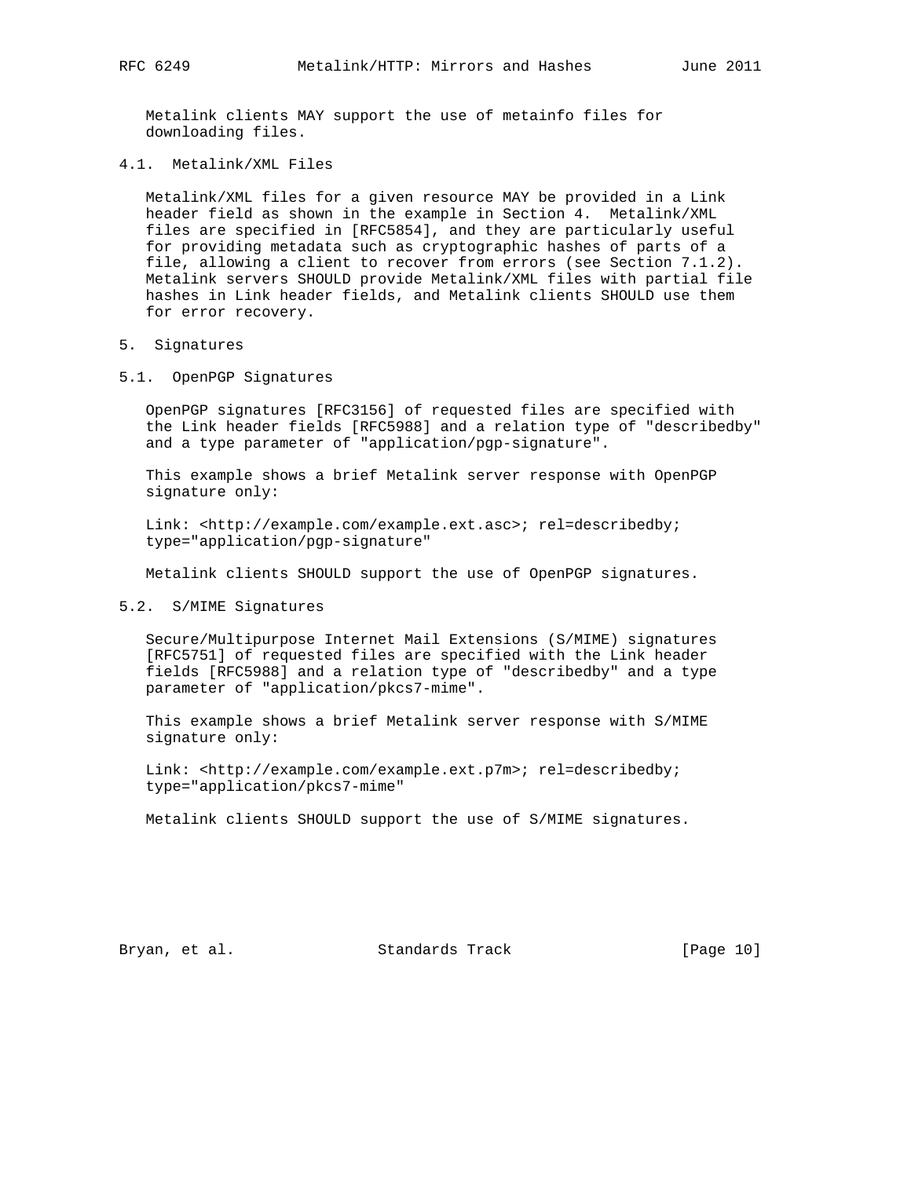Metalink clients MAY support the use of metainfo files for downloading files.

### 4.1. Metalink/XML Files

Metalink/XML files for a given resource MAY be provided in a Link header field as shown in the example in Section 4. Metalink/XML files are specified in [RFC5854], and they are particularly useful for providing metadata such as cryptographic hashes of parts of a file, allowing a client to recover from errors (see Section 7.1.2). Metalink servers SHOULD provide Metalink/XML files with partial file hashes in Link header fields, and Metalink clients SHOULD use them for error recovery.

## 5. Signatures

### 5.1. OpenPGP Signatures

OpenPGP signatures [RFC3156] of requested files are specified with the Link header fields [RFC5988] and a relation type of "describedby" and a type parameter of "application/pgp-signature".

This example shows a brief Metalink server response with OpenPGP signature only:

```
Link: <http://example.com/example.ext.asc>; rel=describedby;
type="application/pgp-signature"
```

Metalink clients SHOULD support the use of OpenPGP signatures.

### 5.2. S/MIME Signatures

Secure/Multipurpose Internet Mail Extensions (S/MIME) signatures [RFC5751] of requested files are specified with the Link header fields [RFC5988] and a relation type of "describedby" and a type parameter of "application/pkcs7-mime".

This example shows a brief Metalink server response with S/MIME signature only:

```
Link: <http://example.com/example.ext.p7m>; rel=describedby;
type="application/pkcs7-mime"
```

Metalink clients SHOULD support the use of S/MIME signatures.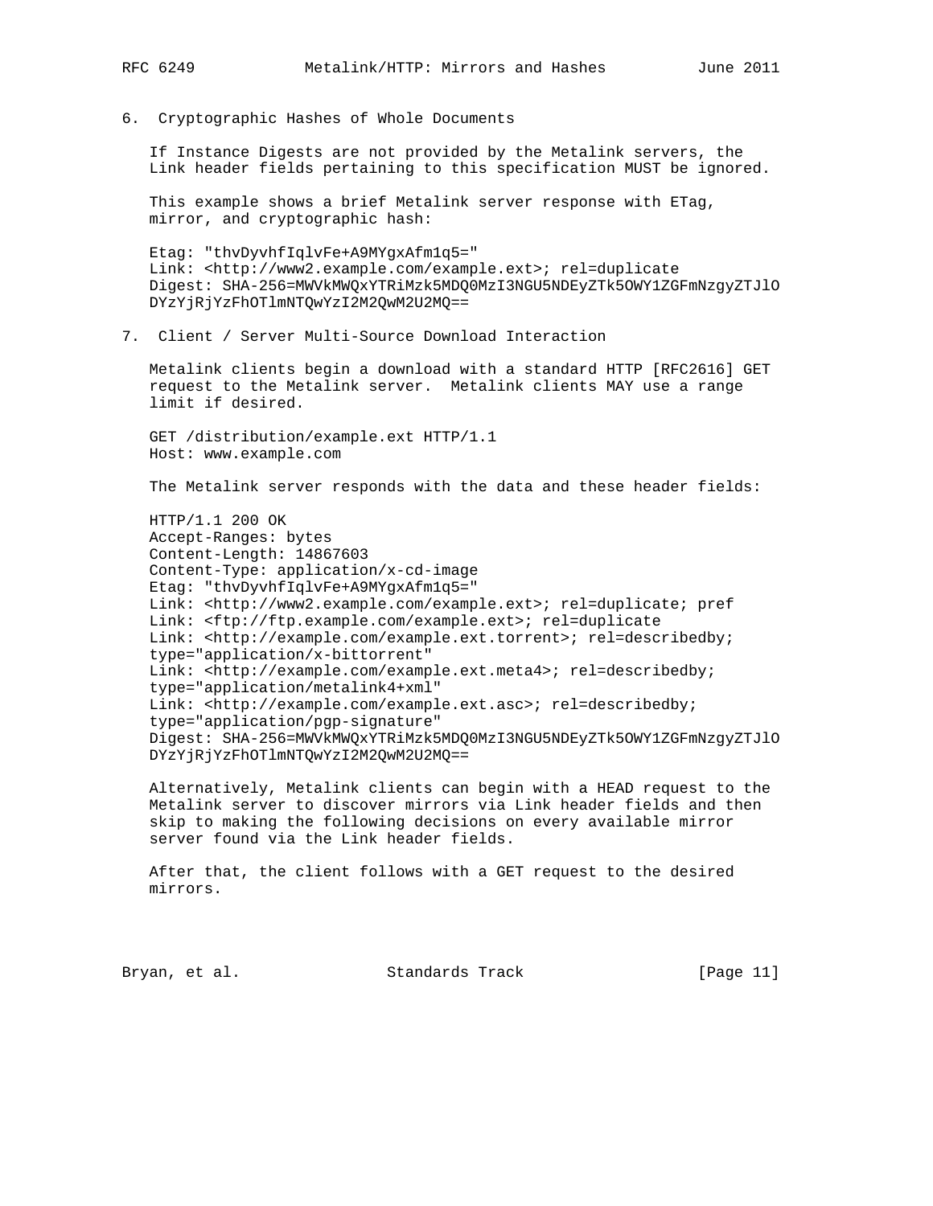## 6. Cryptographic Hashes of Whole Documents

If Instance Digests are not provided by the Metalink servers, the Link header fields pertaining to this specification MUST be ignored.

This example shows a brief Metalink server response with ETag, mirror, and cryptographic hash:

```
Etag: "thvDyvhfIqlvFe+A9MYgxAfm1q5="
Link: <http://www2.example.com/example.ext>; rel=duplicate
Digest: SHA-256=MWVkMWQxYTRiMzk5MDQ0MzI3NGU5NDEyZTk5OWY1ZGFmNzgyZTJlO
DYzYjRjYzFhOTlmNTQwYzI2M2QwM2U2MQ==
```

## 7. Client / Server Multi-Source Download Interaction

Metalink clients begin a download with a standard HTTP [RFC2616] GET request to the Metalink server. Metalink clients MAY use a range limit if desired.

```
GET /distribution/example.ext HTTP/1.1
Host: www.example.com
```

The Metalink server responds with the data and these header fields:

```
HTTP/1.1 200 OK
Accept-Ranges: bytes
Content-Length: 14867603
Content-Type: application/x-cd-image
Etag: "thvDyvhfIqlvFe+A9MYgxAfm1q5="
Link: <http://www2.example.com/example.ext>; rel=duplicate; pref
Link: <ftp://ftp.example.com/example.ext>; rel=duplicate
Link: <http://example.com/example.ext.torrent>; rel=describedby;
type="application/x-bittorrent"
Link: <http://example.com/example.ext.meta4>; rel=describedby;
type="application/metalink4+xml"
Link: <http://example.com/example.ext.asc>; rel=describedby;
type="application/pgp-signature"
Digest: SHA-256=MWVkMWQxYTRiMzk5MDQ0MzI3NGU5NDEyZTk5OWY1ZGFmNzgyZTJlO
DYzYjRjYzFhOTlmNTQwYzI2M2QwM2U2MQ==
```

Alternatively, Metalink clients can begin with a HEAD request to the Metalink server to discover mirrors via Link header fields and then skip to making the following decisions on every available mirror server found via the Link header fields.

After that, the client follows with a GET request to the desired mirrors.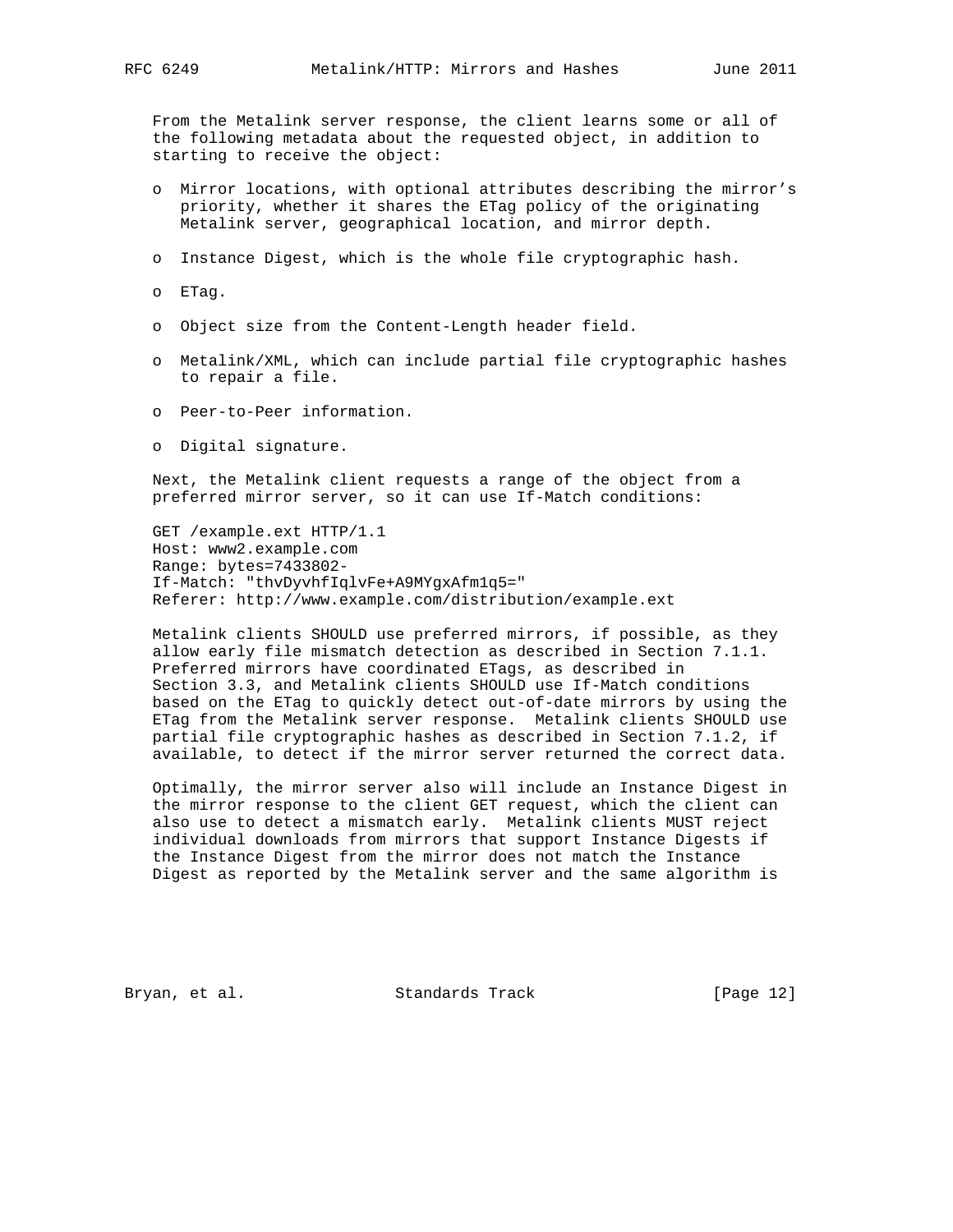From the Metalink server response, the client learns some or all of the following metadata about the requested object, in addition to starting to receive the object:

- Mirror locations, with optional attributes describing the mirror's priority, whether it shares the ETag policy of the originating Metalink server, geographical location, and mirror depth.
- Instance Digest, which is the whole file cryptographic hash.
- ETag.
- Object size from the Content-Length header field.
- Metalink/XML, which can include partial file cryptographic hashes to repair a file.
- Peer-to-Peer information.
- Digital signature.

Next, the Metalink client requests a range of the object from a preferred mirror server, so it can use If-Match conditions:

```
GET /example.ext HTTP/1.1
Host: www2.example.com
Range: bytes=7433802-
If-Match: "thvDyvhfIqlvFe+A9MYgxAfm1q5="
Referer: http://www.example.com/distribution/example.ext
```

Metalink clients SHOULD use preferred mirrors, if possible, as they allow early file mismatch detection as described in Section 7.1.1. Preferred mirrors have coordinated ETags, as described in Section 3.3, and Metalink clients SHOULD use If-Match conditions based on the ETag to quickly detect out-of-date mirrors by using the ETag from the Metalink server response. Metalink clients SHOULD use partial file cryptographic hashes as described in Section 7.1.2, if available, to detect if the mirror server returned the correct data.

Optimally, the mirror server also will include an Instance Digest in the mirror response to the client GET request, which the client can also use to detect a mismatch early. Metalink clients MUST reject individual downloads from mirrors that support Instance Digests if the Instance Digest from the mirror does not match the Instance Digest as reported by the Metalink server and the same algorithm is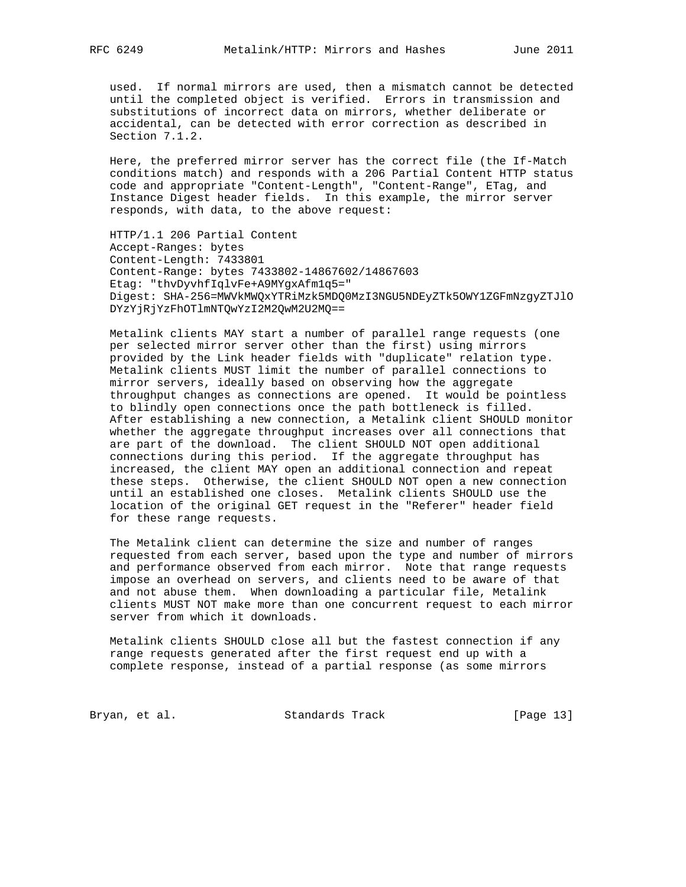used. If normal mirrors are used, then a mismatch cannot be detected until the completed object is verified. Errors in transmission and substitutions of incorrect data on mirrors, whether deliberate or accidental, can be detected with error correction as described in Section 7.1.2.

Here, the preferred mirror server has the correct file (the If-Match conditions match) and responds with a 206 Partial Content HTTP status code and appropriate "Content-Length", "Content-Range", ETag, and Instance Digest header fields. In this example, the mirror server responds, with data, to the above request:

```
HTTP/1.1 206 Partial Content
Accept-Ranges: bytes
Content-Length: 7433801
Content-Range: bytes 7433802-14867602/14867603
Etag: "thvDyvhfIqlvFe+A9MYgxAfm1q5="
Digest: SHA-256=MWVkMWQxYTRiMzk5MDQ0MzI3NGU5NDEyZTk5OWY1ZGFmNzgyZTJlO
DYzYjRjYzFhOTlmNTQwYzI2M2QwM2U2MQ==
```

Metalink clients MAY start a number of parallel range requests (one per selected mirror server other than the first) using mirrors provided by the Link header fields with "duplicate" relation type. Metalink clients MUST limit the number of parallel connections to mirror servers, ideally based on observing how the aggregate throughput changes as connections are opened. It would be pointless to blindly open connections once the path bottleneck is filled. After establishing a new connection, a Metalink client SHOULD monitor whether the aggregate throughput increases over all connections that are part of the download. The client SHOULD NOT open additional connections during this period. If the aggregate throughput has increased, the client MAY open an additional connection and repeat these steps. Otherwise, the client SHOULD NOT open a new connection until an established one closes. Metalink clients SHOULD use the location of the original GET request in the "Referer" header field for these range requests.

The Metalink client can determine the size and number of ranges requested from each server, based upon the type and number of mirrors and performance observed from each mirror. Note that range requests impose an overhead on servers, and clients need to be aware of that and not abuse them. When downloading a particular file, Metalink clients MUST NOT make more than one concurrent request to each mirror server from which it downloads.

Metalink clients SHOULD close all but the fastest connection if any range requests generated after the first request end up with a complete response, instead of a partial response (as some mirrors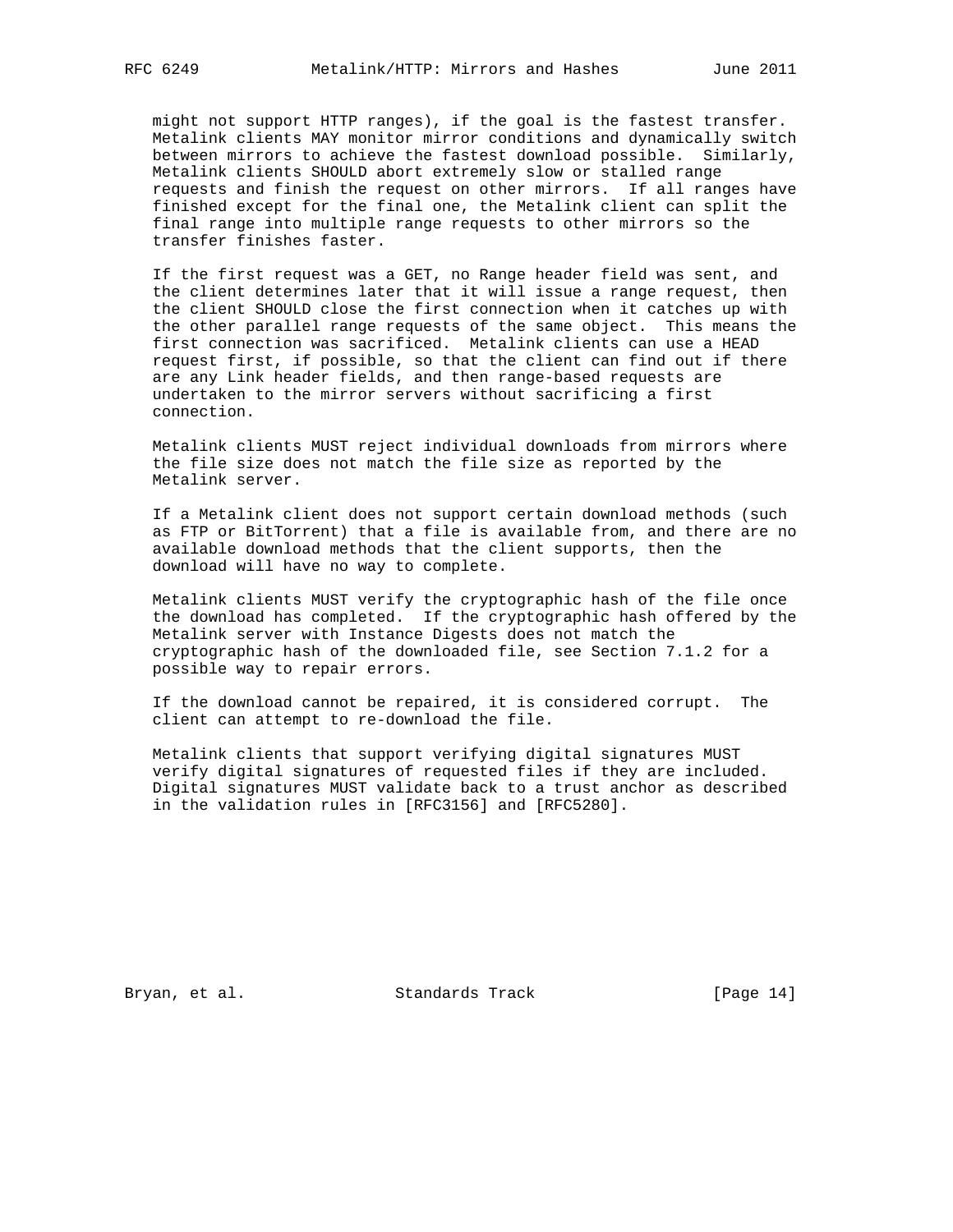might not support HTTP ranges), if the goal is the fastest transfer. Metalink clients MAY monitor mirror conditions and dynamically switch between mirrors to achieve the fastest download possible. Similarly, Metalink clients SHOULD abort extremely slow or stalled range requests and finish the request on other mirrors. If all ranges have finished except for the final one, the Metalink client can split the final range into multiple range requests to other mirrors so the transfer finishes faster.

If the first request was a GET, no Range header field was sent, and the client determines later that it will issue a range request, then the client SHOULD close the first connection when it catches up with the other parallel range requests of the same object. This means the first connection was sacrificed. Metalink clients can use a HEAD request first, if possible, so that the client can find out if there are any Link header fields, and then range-based requests are undertaken to the mirror servers without sacrificing a first connection.

Metalink clients MUST reject individual downloads from mirrors where the file size does not match the file size as reported by the Metalink server.

If a Metalink client does not support certain download methods (such as FTP or BitTorrent) that a file is available from, and there are no available download methods that the client supports, then the download will have no way to complete.

Metalink clients MUST verify the cryptographic hash of the file once the download has completed. If the cryptographic hash offered by the Metalink server with Instance Digests does not match the cryptographic hash of the downloaded file, see Section 7.1.2 for a possible way to repair errors.

If the download cannot be repaired, it is considered corrupt. The client can attempt to re-download the file.

Metalink clients that support verifying digital signatures MUST verify digital signatures of requested files if they are included. Digital signatures MUST validate back to a trust anchor as described in the validation rules in [RFC3156] and [RFC5280].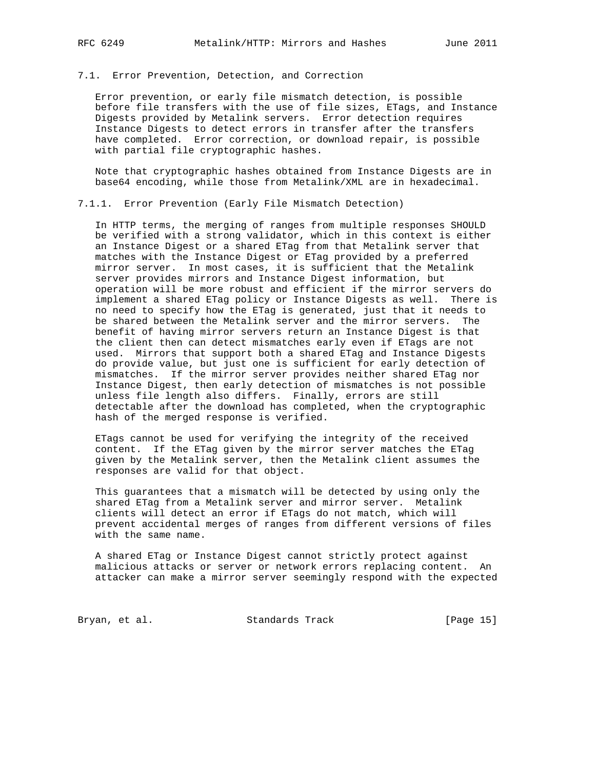### 7.1. Error Prevention, Detection, and Correction

Error prevention, or early file mismatch detection, is possible before file transfers with the use of file sizes, ETags, and Instance Digests provided by Metalink servers. Error detection requires Instance Digests to detect errors in transfer after the transfers have completed. Error correction, or download repair, is possible with partial file cryptographic hashes.

Note that cryptographic hashes obtained from Instance Digests are in base64 encoding, while those from Metalink/XML are in hexadecimal.

#### 7.1.1. Error Prevention (Early File Mismatch Detection)

In HTTP terms, the merging of ranges from multiple responses SHOULD be verified with a strong validator, which in this context is either an Instance Digest or a shared ETag from that Metalink server that matches with the Instance Digest or ETag provided by a preferred mirror server. In most cases, it is sufficient that the Metalink server provides mirrors and Instance Digest information, but operation will be more robust and efficient if the mirror servers do implement a shared ETag policy or Instance Digests as well. There is no need to specify how the ETag is generated, just that it needs to be shared between the Metalink server and the mirror servers. The benefit of having mirror servers return an Instance Digest is that the client then can detect mismatches early even if ETags are not used. Mirrors that support both a shared ETag and Instance Digests do provide value, but just one is sufficient for early detection of mismatches. If the mirror server provides neither shared ETag nor Instance Digest, then early detection of mismatches is not possible unless file length also differs. Finally, errors are still detectable after the download has completed, when the cryptographic hash of the merged response is verified.

ETags cannot be used for verifying the integrity of the received content. If the ETag given by the mirror server matches the ETag given by the Metalink server, then the Metalink client assumes the responses are valid for that object.

This guarantees that a mismatch will be detected by using only the shared ETag from a Metalink server and mirror server. Metalink clients will detect an error if ETags do not match, which will prevent accidental merges of ranges from different versions of files with the same name.

A shared ETag or Instance Digest cannot strictly protect against malicious attacks or server or network errors replacing content. An attacker can make a mirror server seemingly respond with the expected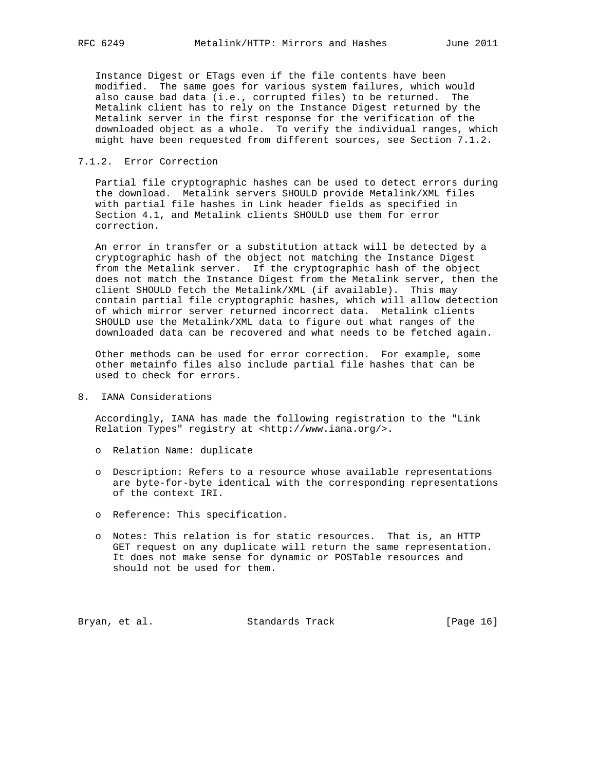Instance Digest or ETags even if the file contents have been modified. The same goes for various system failures, which would also cause bad data (i.e., corrupted files) to be returned. The Metalink client has to rely on the Instance Digest returned by the Metalink server in the first response for the verification of the downloaded object as a whole. To verify the individual ranges, which might have been requested from different sources, see Section 7.1.2.

### 7.1.2. Error Correction

Partial file cryptographic hashes can be used to detect errors during the download. Metalink servers SHOULD provide Metalink/XML files with partial file hashes in Link header fields as specified in Section 4.1, and Metalink clients SHOULD use them for error correction.

An error in transfer or a substitution attack will be detected by a cryptographic hash of the object not matching the Instance Digest from the Metalink server. If the cryptographic hash of the object does not match the Instance Digest from the Metalink server, then the client SHOULD fetch the Metalink/XML (if available). This may contain partial file cryptographic hashes, which will allow detection of which mirror server returned incorrect data. Metalink clients SHOULD use the Metalink/XML data to figure out what ranges of the downloaded data can be recovered and what needs to be fetched again.

Other methods can be used for error correction. For example, some other metainfo files also include partial file hashes that can be used to check for errors.

## 8. IANA Considerations

Accordingly, IANA has made the following registration to the "Link Relation Types" registry at <http://www.iana.org/>.

- Relation Name: duplicate
- Description: Refers to a resource whose available representations are byte-for-byte identical with the corresponding representations of the context IRI.
- Reference: This specification.
- Notes: This relation is for static resources. That is, an HTTP GET request on any duplicate will return the same representation. It does not make sense for dynamic or POSTable resources and should not be used for them.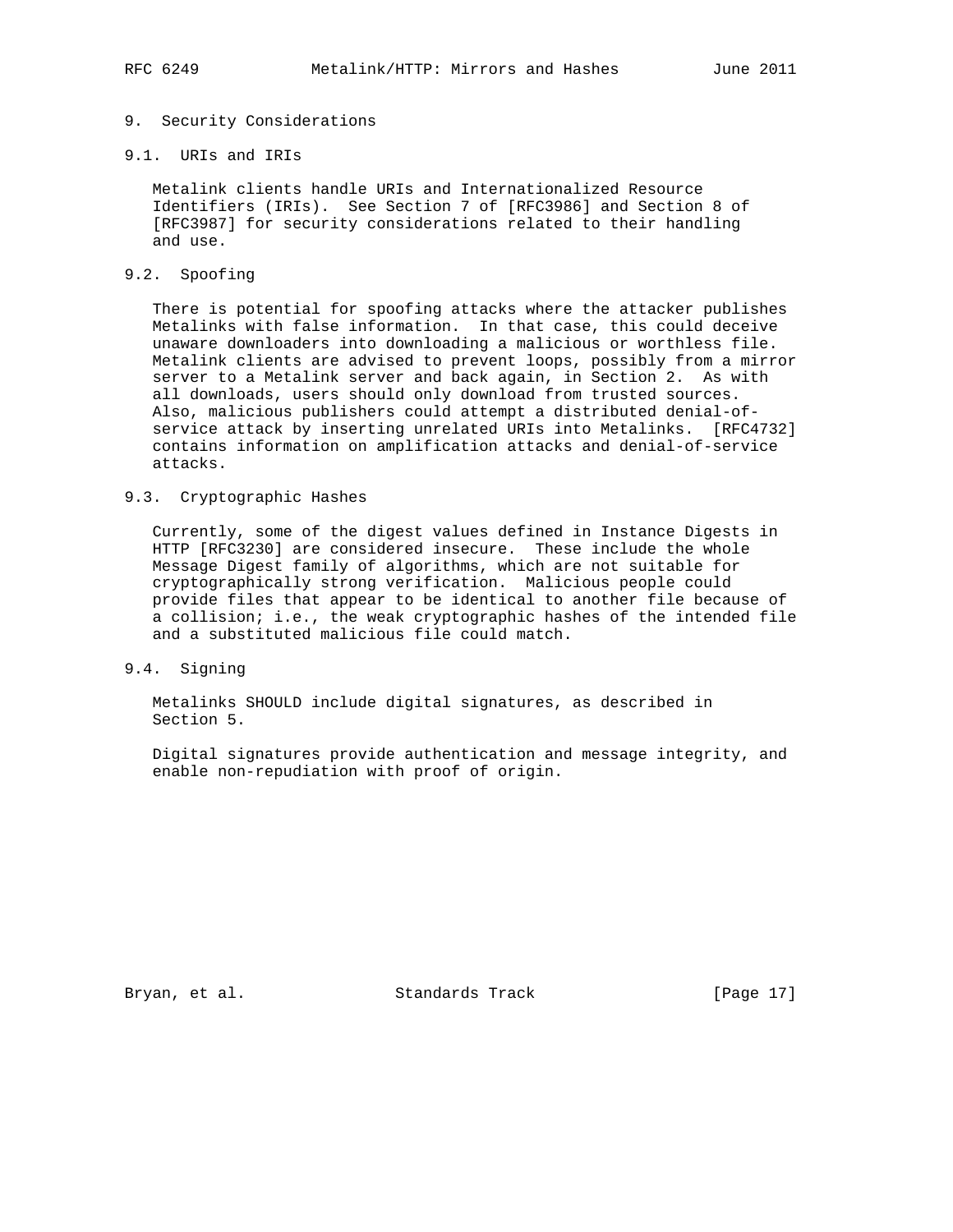## 9. Security Considerations

### 9.1. URIs and IRIs

Metalink clients handle URIs and Internationalized Resource Identifiers (IRIs). See Section 7 of [RFC3986] and Section 8 of [RFC3987] for security considerations related to their handling and use.

### 9.2. Spoofing

There is potential for spoofing attacks where the attacker publishes Metalinks with false information. In that case, this could deceive unaware downloaders into downloading a malicious or worthless file. Metalink clients are advised to prevent loops, possibly from a mirror server to a Metalink server and back again, in Section 2. As with all downloads, users should only download from trusted sources. Also, malicious publishers could attempt a distributed denial-of-service attack by inserting unrelated URIs into Metalinks. [RFC4732] contains information on amplification attacks and denial-of-service attacks.

### 9.3. Cryptographic Hashes

Currently, some of the digest values defined in Instance Digests in HTTP [RFC3230] are considered insecure. These include the whole Message Digest family of algorithms, which are not suitable for cryptographically strong verification. Malicious people could provide files that appear to be identical to another file because of a collision; i.e., the weak cryptographic hashes of the intended file and a substituted malicious file could match.

### 9.4. Signing

Metalinks SHOULD include digital signatures, as described in Section 5.

Digital signatures provide authentication and message integrity, and enable non-repudiation with proof of origin.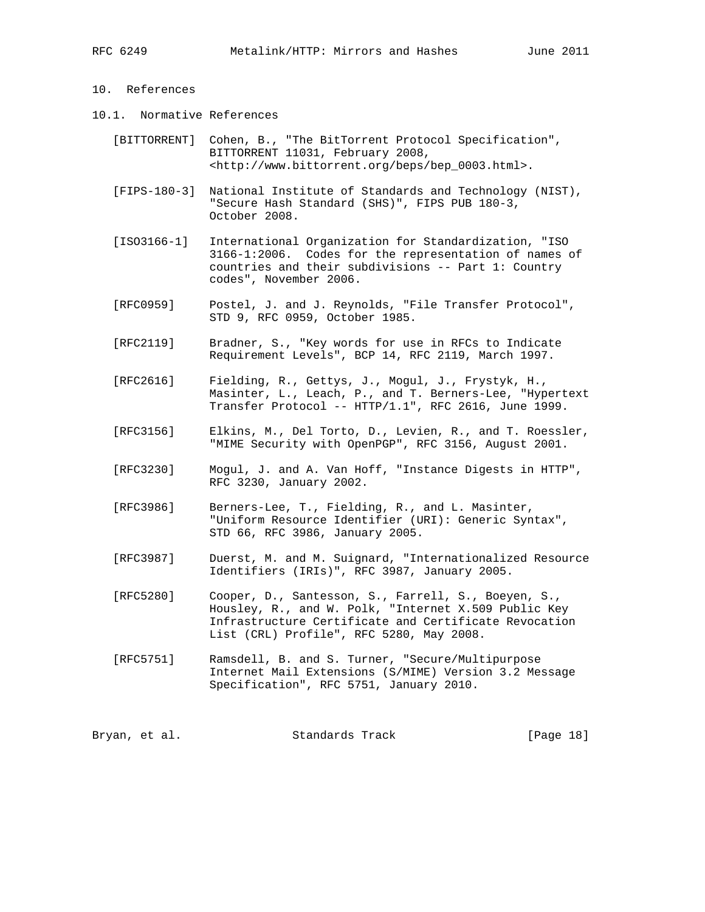## 10. References

### 10.1. Normative References

[BITTORRENT] Cohen, B., "The BitTorrent Protocol Specification", BITTORRENT 11031, February 2008, <http://www.bittorrent.org/beps/bep_0003.html>.

[FIPS-180-3] National Institute of Standards and Technology (NIST), "Secure Hash Standard (SHS)", FIPS PUB 180-3, October 2008.

[ISO3166-1] International Organization for Standardization, "ISO 3166-1:2006. Codes for the representation of names of countries and their subdivisions -- Part 1: Country codes", November 2006.

[RFC0959] Postel, J. and J. Reynolds, "File Transfer Protocol", STD 9, RFC 0959, October 1985.

[RFC2119] Bradner, S., "Key words for use in RFCs to Indicate Requirement Levels", BCP 14, RFC 2119, March 1997.

[RFC2616] Fielding, R., Gettys, J., Mogul, J., Frystyk, H., Masinter, L., Leach, P., and T. Berners-Lee, "Hypertext Transfer Protocol -- HTTP/1.1", RFC 2616, June 1999.

[RFC3156] Elkins, M., Del Torto, D., Levien, R., and T. Roessler, "MIME Security with OpenPGP", RFC 3156, August 2001.

[RFC3230] Mogul, J. and A. Van Hoff, "Instance Digests in HTTP", RFC 3230, January 2002.

[RFC3986] Berners-Lee, T., Fielding, R., and L. Masinter, "Uniform Resource Identifier (URI): Generic Syntax", STD 66, RFC 3986, January 2005.

[RFC3987] Duerst, M. and M. Suignard, "Internationalized Resource Identifiers (IRIs)", RFC 3987, January 2005.

[RFC5280] Cooper, D., Santesson, S., Farrell, S., Boeyen, S., Housley, R., and W. Polk, "Internet X.509 Public Key Infrastructure Certificate and Certificate Revocation List (CRL) Profile", RFC 5280, May 2008.

[RFC5751] Ramsdell, B. and S. Turner, "Secure/Multipurpose Internet Mail Extensions (S/MIME) Version 3.2 Message Specification", RFC 5751, January 2010.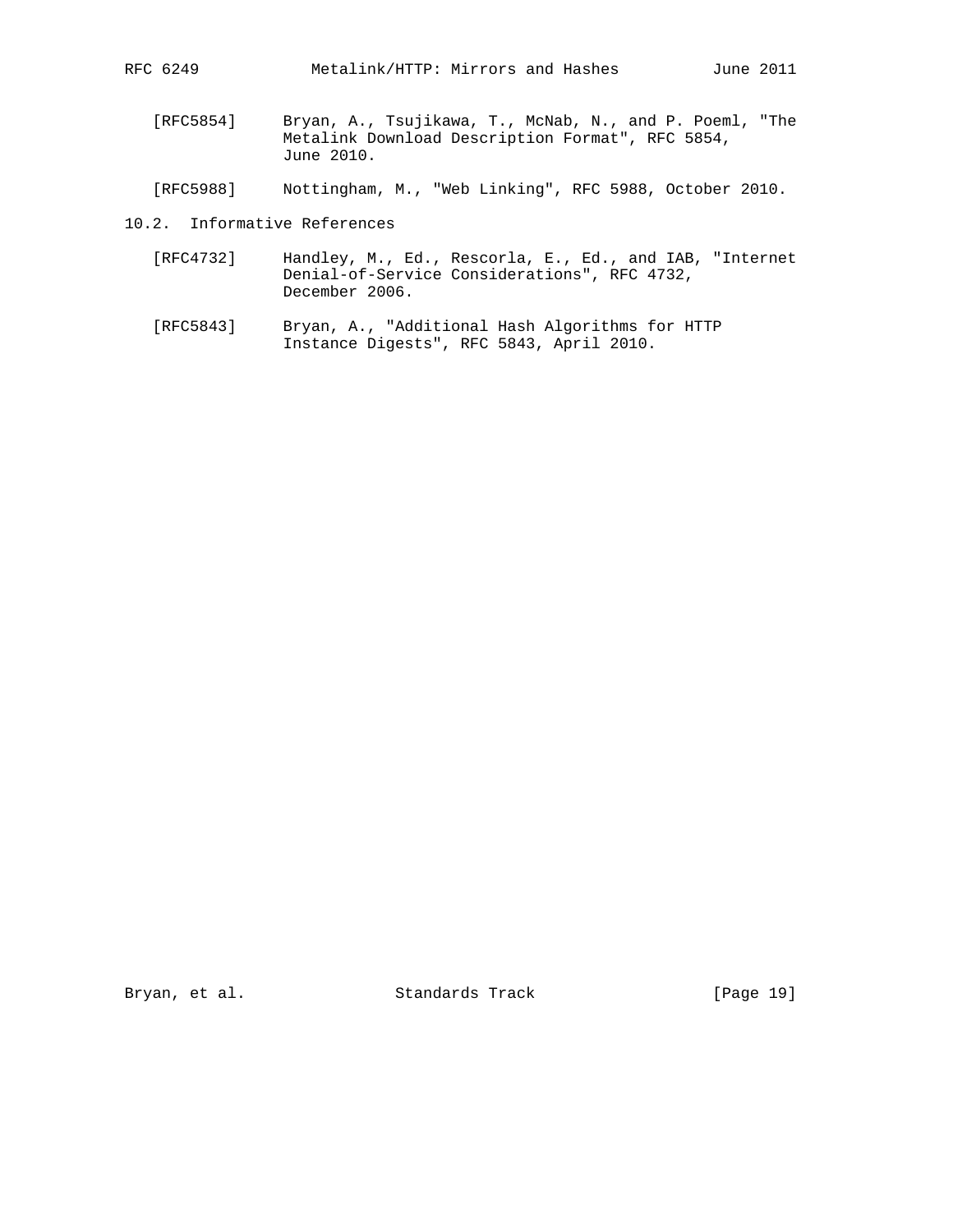[RFC5854] Bryan, A., Tsujikawa, T., McNab, N., and P. Poeml, "The Metalink Download Description Format", RFC 5854, June 2010.

[RFC5988] Nottingham, M., "Web Linking", RFC 5988, October 2010.

## 10.2. Informative References

[RFC4732] Handley, M., Ed., Rescorla, E., Ed., and IAB, "Internet Denial-of-Service Considerations", RFC 4732, December 2006.

[RFC5843] Bryan, A., "Additional Hash Algorithms for HTTP Instance Digests", RFC 5843, April 2010.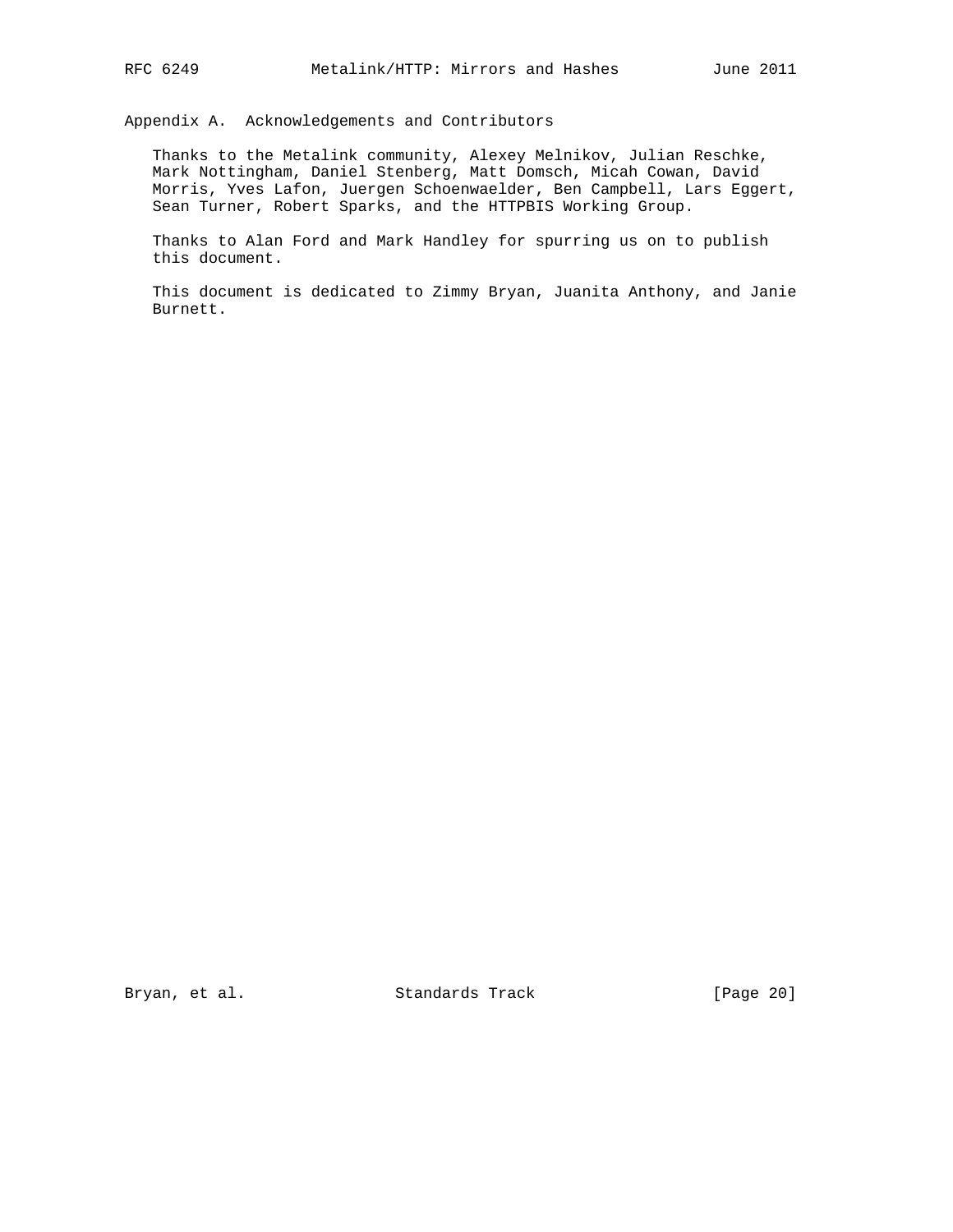## Appendix A. Acknowledgements and Contributors

Thanks to the Metalink community, Alexey Melnikov, Julian Reschke, Mark Nottingham, Daniel Stenberg, Matt Domsch, Micah Cowan, David Morris, Yves Lafon, Juergen Schoenwaelder, Ben Campbell, Lars Eggert, Sean Turner, Robert Sparks, and the HTTPBIS Working Group.

Thanks to Alan Ford and Mark Handley for spurring us on to publish this document.

This document is dedicated to Zimmy Bryan, Juanita Anthony, and Janie Burnett.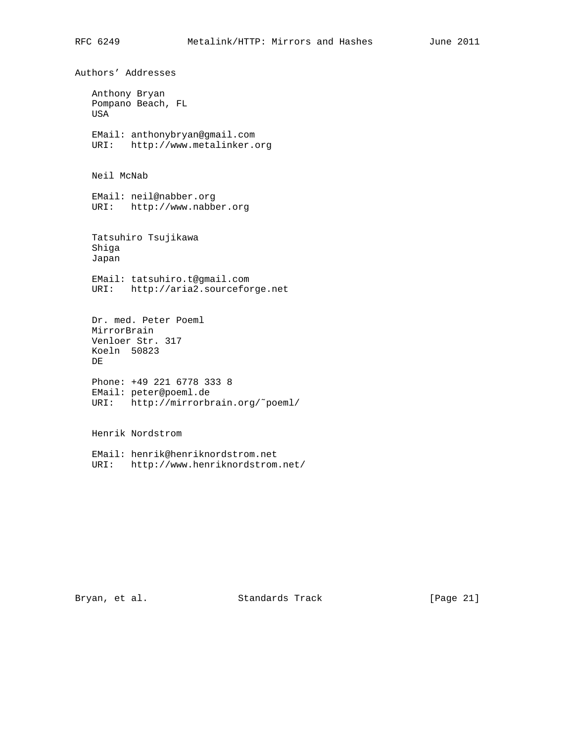## Authors' Addresses

Anthony Bryan
Pompano Beach, FL
USA

EMail: anthonybryan@gmail.com
URI:   http://www.metalinker.org

Neil McNab

EMail: neil@nabber.org
URI:   http://www.nabber.org

Tatsuhiro Tsujikawa
Shiga
Japan

EMail: tatsuhiro.t@gmail.com
URI:   http://aria2.sourceforge.net

Dr. med. Peter Poeml
MirrorBrain
Venloer Str. 317
Koeln  50823
DE

Phone: +49 221 6778 333 8
EMail: peter@poeml.de
URI:   http://mirrorbrain.org/~poeml/

Henrik Nordstrom

EMail: henrik@henriknordstrom.net
URI:   http://www.henriknordstrom.net/